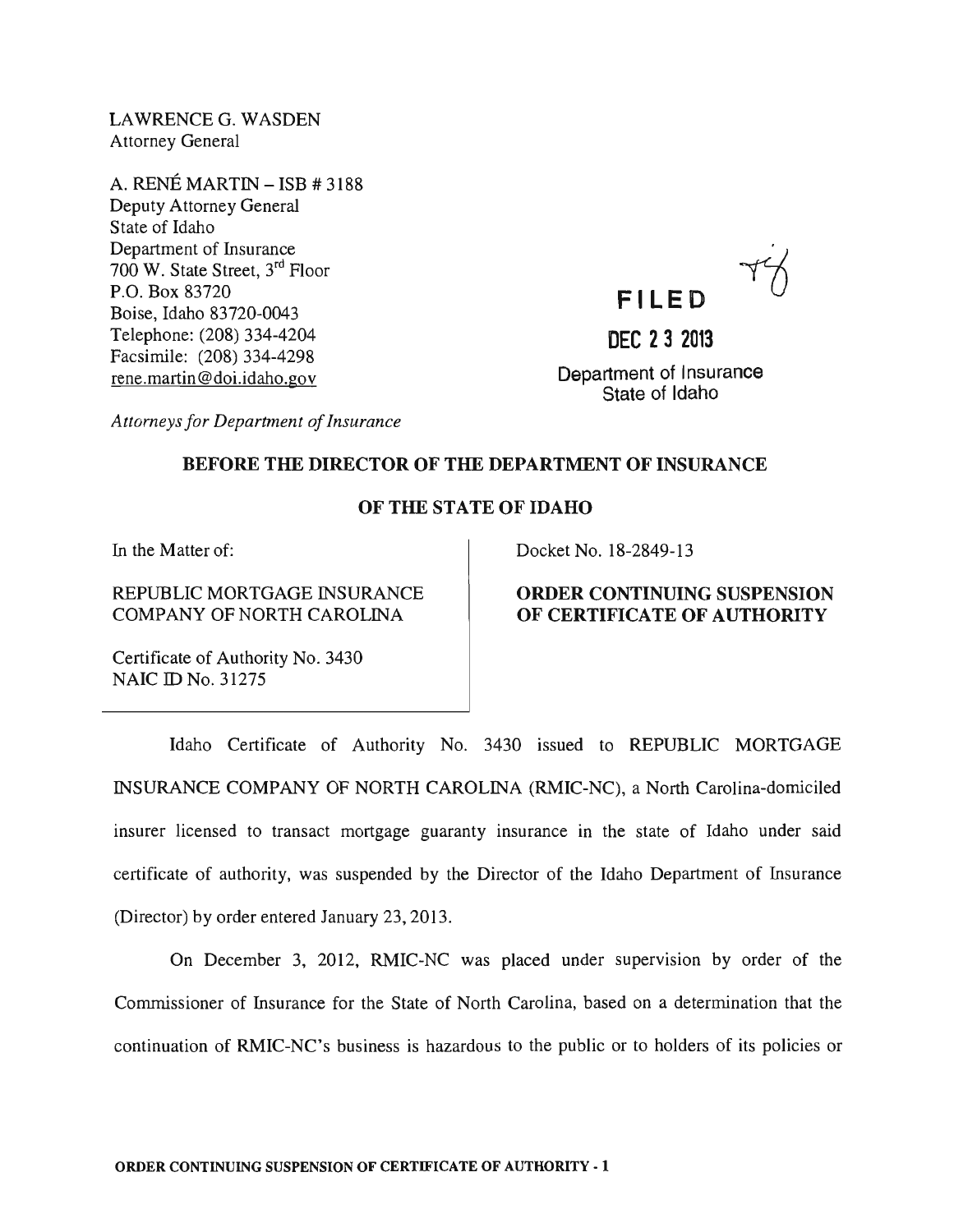LAWRENCE G. WASDEN
Attorney General

A. RENÉ MARTIN – ISB # 3188
Deputy Attorney General
State of Idaho
Department of Insurance
700 W. State Street, 3rd Floor
P.O. Box 83720
Boise, Idaho 83720-0043
Telephone: (208) 334-4204
Facsimile: (208) 334-4298
rene.martin@doi.idaho.gov

*Attorneys for Department of Insurance*

**FILED**

**DEC 23 2013**

Department of Insurance
State of Idaho

**BEFORE THE DIRECTOR OF THE DEPARTMENT OF INSURANCE**

**OF THE STATE OF IDAHO**

In the Matter of:

REPUBLIC MORTGAGE INSURANCE COMPANY OF NORTH CAROLINA

Certificate of Authority No. 3430
NAIC ID No. 31275

Docket No. 18-2849-13

**ORDER CONTINUING SUSPENSION OF CERTIFICATE OF AUTHORITY**

Idaho Certificate of Authority No. 3430 issued to REPUBLIC MORTGAGE INSURANCE COMPANY OF NORTH CAROLINA (RMIC-NC), a North Carolina-domiciled insurer licensed to transact mortgage guaranty insurance in the state of Idaho under said certificate of authority, was suspended by the Director of the Idaho Department of Insurance (Director) by order entered January 23, 2013.

On December 3, 2012, RMIC-NC was placed under supervision by order of the Commissioner of Insurance for the State of North Carolina, based on a determination that the continuation of RMIC-NC's business is hazardous to the public or to holders of its policies or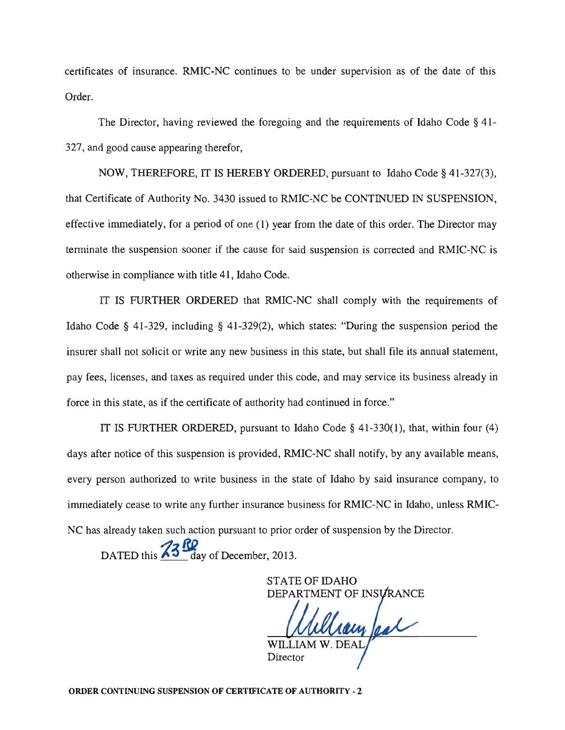certificates of insurance. RMIC-NC continues to be under supervision as of the date of this Order.

The Director, having reviewed the foregoing and the requirements of Idaho Code § 41-327, and good cause appearing therefor,

NOW, THEREFORE, IT IS HEREBY ORDERED, pursuant to Idaho Code § 41-327(3), that Certificate of Authority No. 3430 issued to RMIC-NC be CONTINUED IN SUSPENSION, effective immediately, for a period of one (1) year from the date of this order. The Director may terminate the suspension sooner if the cause for said suspension is corrected and RMIC-NC is otherwise in compliance with title 41, Idaho Code.

IT IS FURTHER ORDERED that RMIC-NC shall comply with the requirements of Idaho Code § 41-329, including § 41-329(2), which states: "During the suspension period the insurer shall not solicit or write any new business in this state, but shall file its annual statement, pay fees, licenses, and taxes as required under this code, and may service its business already in force in this state, as if the certificate of authority had continued in force."

IT IS FURTHER ORDERED, pursuant to Idaho Code § 41-330(1), that, within four (4) days after notice of this suspension is provided, RMIC-NC shall notify, by any available means, every person authorized to write business in the state of Idaho by said insurance company, to immediately cease to write any further insurance business for RMIC-NC in Idaho, unless RMIC-NC has already taken such action pursuant to prior order of suspension by the Director.

DATED this 23rd day of December, 2013.

STATE OF IDAHO
DEPARTMENT OF INSURANCE

William Deal

WILLIAM W. DEAL
Director

**ORDER CONTINUING SUSPENSION OF CERTIFICATE OF AUTHORITY - 2**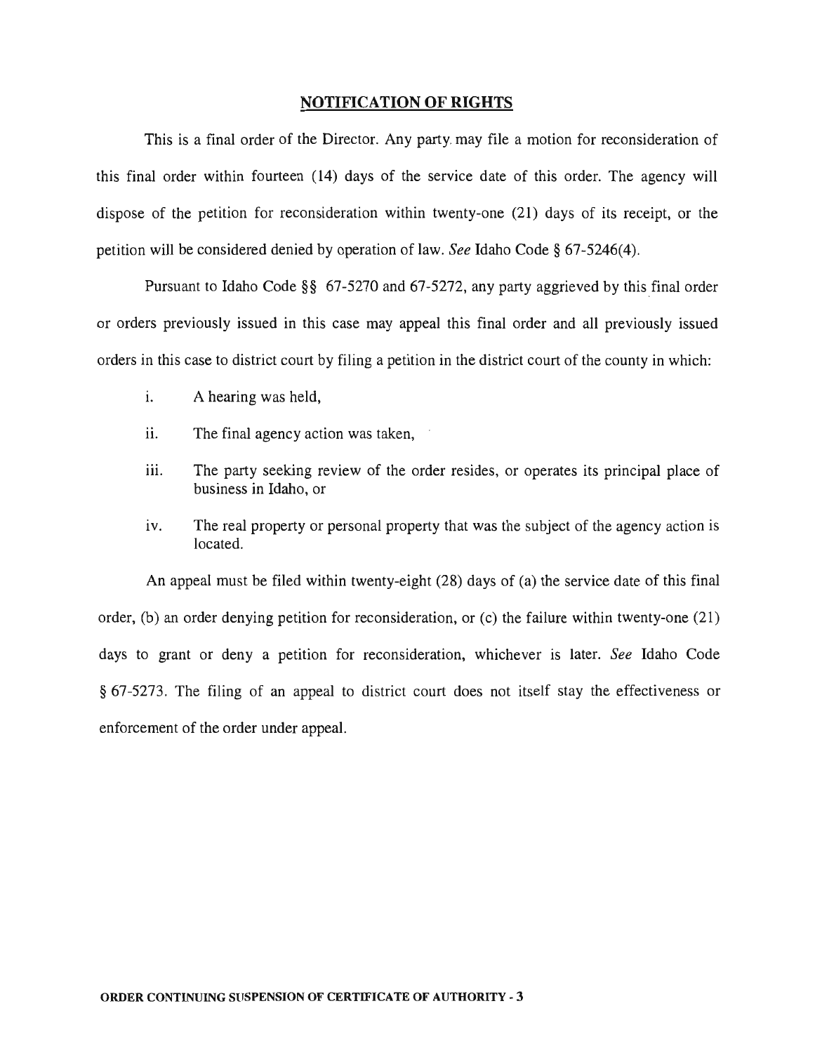## NOTIFICATION OF RIGHTS

This is a final order of the Director. Any party may file a motion for reconsideration of this final order within fourteen (14) days of the service date of this order. The agency will dispose of the petition for reconsideration within twenty-one (21) days of its receipt, or the petition will be considered denied by operation of law. *See* Idaho Code § 67-5246(4).

Pursuant to Idaho Code §§ 67-5270 and 67-5272, any party aggrieved by this final order or orders previously issued in this case may appeal this final order and all previously issued orders in this case to district court by filing a petition in the district court of the county in which:

i. A hearing was held,

ii. The final agency action was taken,

iii. The party seeking review of the order resides, or operates its principal place of business in Idaho, or

iv. The real property or personal property that was the subject of the agency action is located.

An appeal must be filed within twenty-eight (28) days of (a) the service date of this final order, (b) an order denying petition for reconsideration, or (c) the failure within twenty-one (21) days to grant or deny a petition for reconsideration, whichever is later. *See* Idaho Code § 67-5273. The filing of an appeal to district court does not itself stay the effectiveness or enforcement of the order under appeal.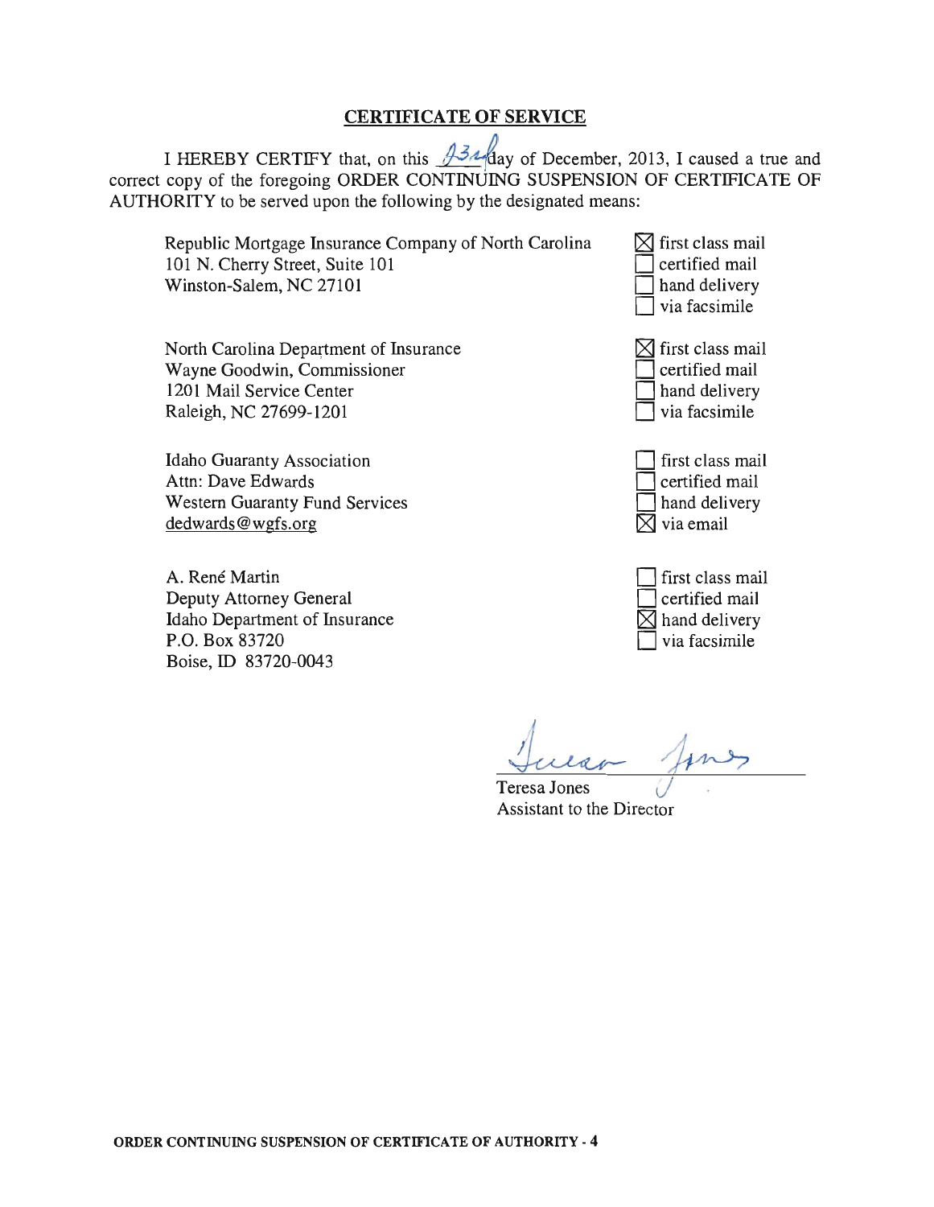## CERTIFICATE OF SERVICE

I HEREBY CERTIFY that, on this 23rd day of December, 2013, I caused a true and correct copy of the foregoing ORDER CONTINUING SUSPENSION OF CERTIFICATE OF AUTHORITY to be served upon the following by the designated means:

| | |
|---|---|
| Republic Mortgage Insurance Company of North Carolina<br>101 N. Cherry Street, Suite 101<br>Winston-Salem, NC 27101 | ☒ first class mail<br>☐ certified mail<br>☐ hand delivery<br>☐ via facsimile |
| North Carolina Department of Insurance<br>Wayne Goodwin, Commissioner<br>1201 Mail Service Center<br>Raleigh, NC 27699-1201 | ☒ first class mail<br>☐ certified mail<br>☐ hand delivery<br>☐ via facsimile |
| Idaho Guaranty Association<br>Attn: Dave Edwards<br>Western Guaranty Fund Services<br>dedwards@wgfs.org | ☐ first class mail<br>☐ certified mail<br>☐ hand delivery<br>☒ via email |
| A. René Martin<br>Deputy Attorney General<br>Idaho Department of Insurance<br>P.O. Box 83720<br>Boise, ID 83720-0043 | ☐ first class mail<br>☐ certified mail<br>☒ hand delivery<br>☐ via facsimile |

Teresa Jones
Assistant to the Director